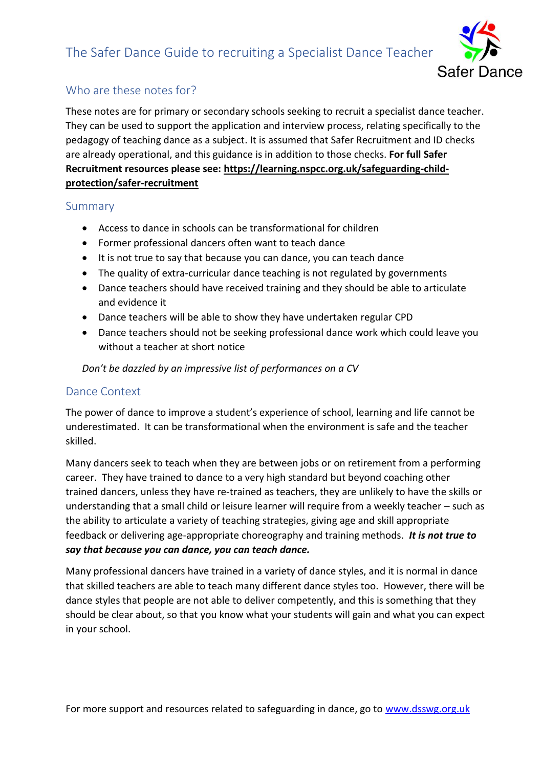# The Safer Dance Guide to recruiting a Specialist Dance Teacher

Safer Dance

## Who are these notes for?

These notes are for primary or secondary schools seeking to recruit a specialist dance teacher. They can be used to support the application and interview process, relating specifically to the pedagogy of teaching dance as a subject. It is assumed that Safer Recruitment and ID checks are already operational, and this guidance is in addition to those checks. **For full Safer Recruitment resources please see: https://learning.nspcc.org.uk/safeguarding-child-protection/safer-recruitment**

## Summary

- Access to dance in schools can be transformational for children
- Former professional dancers often want to teach dance
- It is not true to say that because you can dance, you can teach dance
- The quality of extra-curricular dance teaching is not regulated by governments
- Dance teachers should have received training and they should be able to articulate and evidence it
- Dance teachers will be able to show they have undertaken regular CPD
- Dance teachers should not be seeking professional dance work which could leave you without a teacher at short notice

*Don't be dazzled by an impressive list of performances on a CV*

## Dance Context

The power of dance to improve a student's experience of school, learning and life cannot be underestimated. It can be transformational when the environment is safe and the teacher skilled.

Many dancers seek to teach when they are between jobs or on retirement from a performing career. They have trained to dance to a very high standard but beyond coaching other trained dancers, unless they have re-trained as teachers, they are unlikely to have the skills or understanding that a small child or leisure learner will require from a weekly teacher – such as the ability to articulate a variety of teaching strategies, giving age and skill appropriate feedback or delivering age-appropriate choreography and training methods. ***It is not true to say that because you can dance, you can teach dance.***

Many professional dancers have trained in a variety of dance styles, and it is normal in dance that skilled teachers are able to teach many different dance styles too. However, there will be dance styles that people are not able to deliver competently, and this is something that they should be clear about, so that you know what your students will gain and what you can expect in your school.

For more support and resources related to safeguarding in dance, go to www.dsswg.org.uk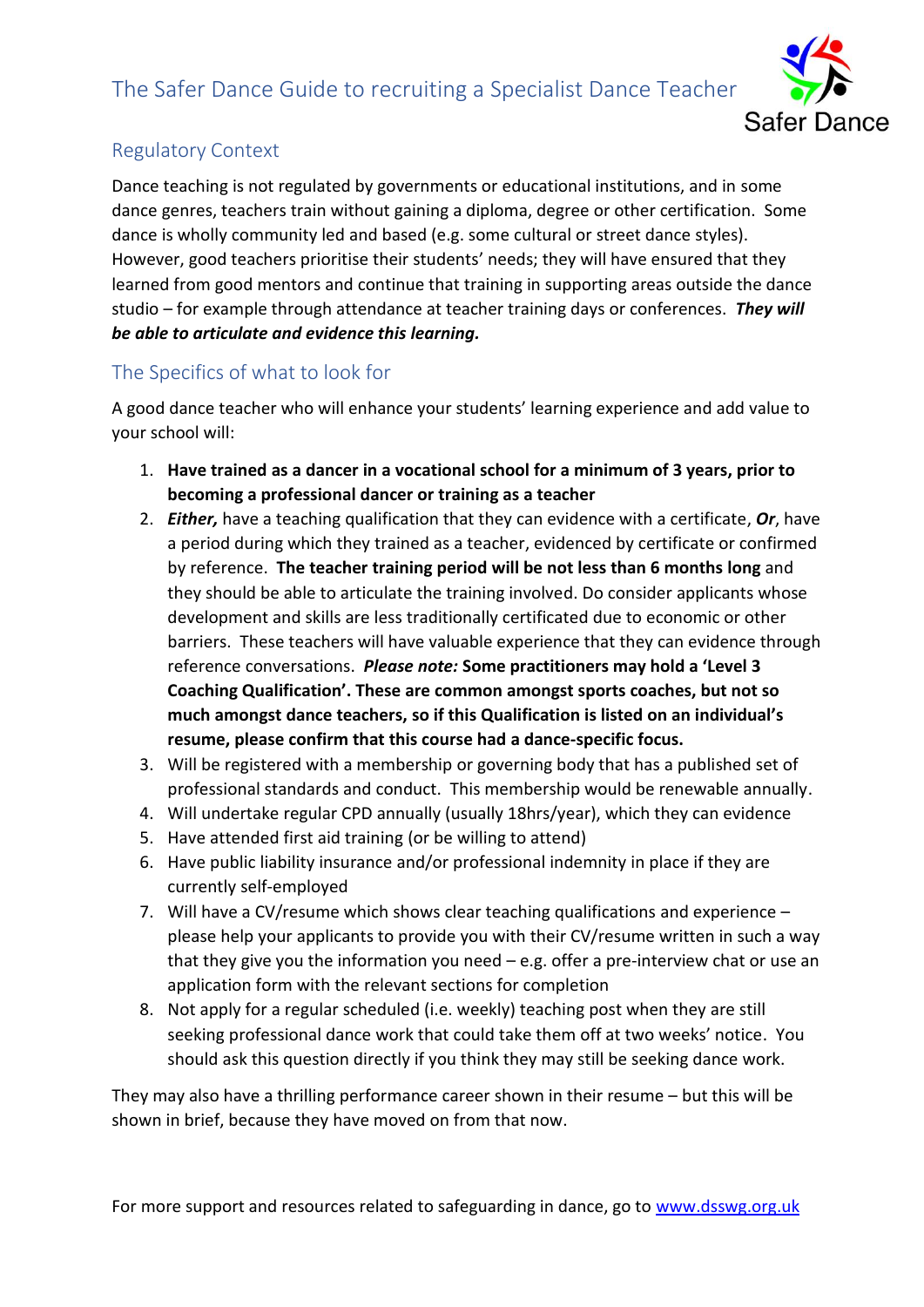# The Safer Dance Guide to recruiting a Specialist Dance Teacher

Safer Dance

## Regulatory Context

Dance teaching is not regulated by governments or educational institutions, and in some dance genres, teachers train without gaining a diploma, degree or other certification. Some dance is wholly community led and based (e.g. some cultural or street dance styles). However, good teachers prioritise their students' needs; they will have ensured that they learned from good mentors and continue that training in supporting areas outside the dance studio – for example through attendance at teacher training days or conferences. ***They will be able to articulate and evidence this learning.***

## The Specifics of what to look for

A good dance teacher who will enhance your students' learning experience and add value to your school will:

1. **Have trained as a dancer in a vocational school for a minimum of 3 years, prior to becoming a professional dancer or training as a teacher**
2. ***Either,*** have a teaching qualification that they can evidence with a certificate, ***Or***, have a period during which they trained as a teacher, evidenced by certificate or confirmed by reference. **The teacher training period will be not less than 6 months long** and they should be able to articulate the training involved. Do consider applicants whose development and skills are less traditionally certificated due to economic or other barriers. These teachers will have valuable experience that they can evidence through reference conversations. ***Please note:*** **Some practitioners may hold a 'Level 3 Coaching Qualification'. These are common amongst sports coaches, but not so much amongst dance teachers, so if this Qualification is listed on an individual's resume, please confirm that this course had a dance-specific focus.**
3. Will be registered with a membership or governing body that has a published set of professional standards and conduct. This membership would be renewable annually.
4. Will undertake regular CPD annually (usually 18hrs/year), which they can evidence
5. Have attended first aid training (or be willing to attend)
6. Have public liability insurance and/or professional indemnity in place if they are currently self-employed
7. Will have a CV/resume which shows clear teaching qualifications and experience – please help your applicants to provide you with their CV/resume written in such a way that they give you the information you need – e.g. offer a pre-interview chat or use an application form with the relevant sections for completion
8. Not apply for a regular scheduled (i.e. weekly) teaching post when they are still seeking professional dance work that could take them off at two weeks' notice. You should ask this question directly if you think they may still be seeking dance work.

They may also have a thrilling performance career shown in their resume – but this will be shown in brief, because they have moved on from that now.

For more support and resources related to safeguarding in dance, go to [www.dsswg.org.uk](www.dsswg.org.uk)